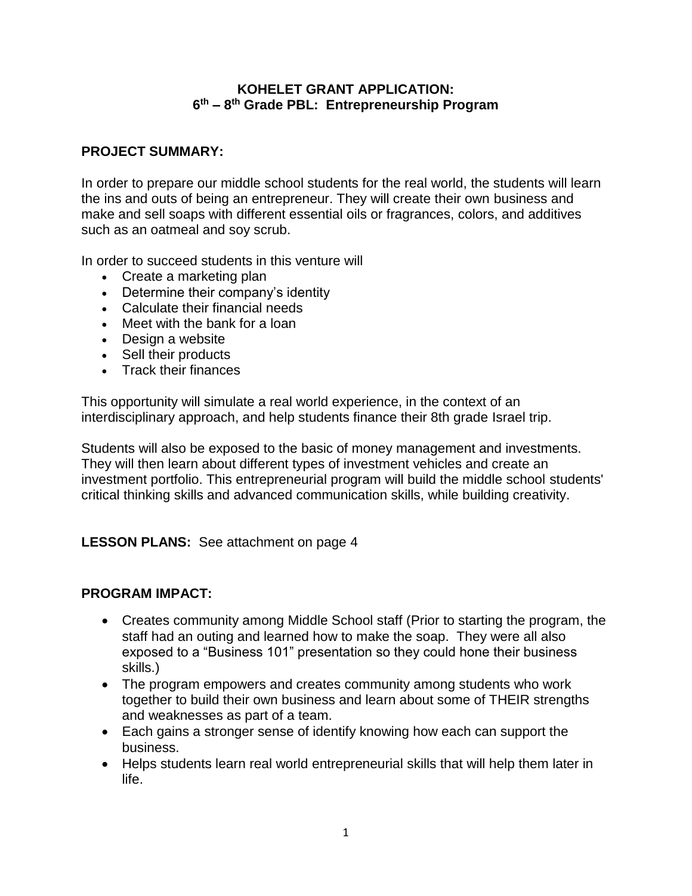# KOHELET GRANT APPLICATION:
# 6th – 8th Grade PBL: Entrepreneurship Program

## PROJECT SUMMARY:

In order to prepare our middle school students for the real world, the students will learn the ins and outs of being an entrepreneur. They will create their own business and make and sell soaps with different essential oils or fragrances, colors, and additives such as an oatmeal and soy scrub.

In order to succeed students in this venture will

- Create a marketing plan
- Determine their company's identity
- Calculate their financial needs
- Meet with the bank for a loan
- Design a website
- Sell their products
- Track their finances

This opportunity will simulate a real world experience, in the context of an interdisciplinary approach, and help students finance their 8th grade Israel trip.

Students will also be exposed to the basic of money management and investments. They will then learn about different types of investment vehicles and create an investment portfolio. This entrepreneurial program will build the middle school students' critical thinking skills and advanced communication skills, while building creativity.

**LESSON PLANS:** See attachment on page 4

## PROGRAM IMPACT:

- Creates community among Middle School staff (Prior to starting the program, the staff had an outing and learned how to make the soap. They were all also exposed to a "Business 101" presentation so they could hone their business skills.)
- The program empowers and creates community among students who work together to build their own business and learn about some of THEIR strengths and weaknesses as part of a team.
- Each gains a stronger sense of identify knowing how each can support the business.
- Helps students learn real world entrepreneurial skills that will help them later in life.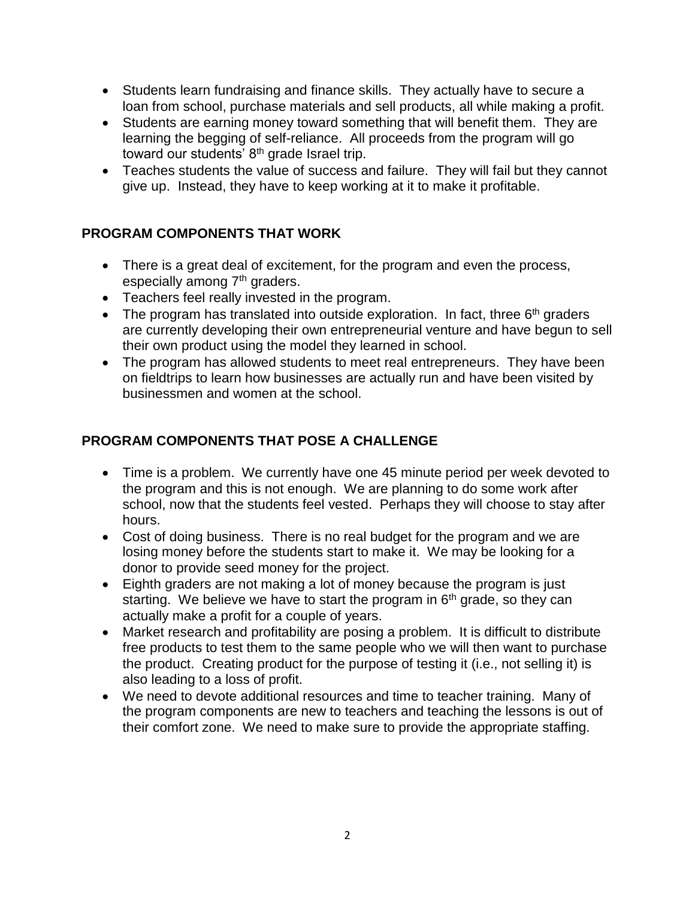- Students learn fundraising and finance skills. They actually have to secure a loan from school, purchase materials and sell products, all while making a profit.
- Students are earning money toward something that will benefit them. They are learning the begging of self-reliance. All proceeds from the program will go toward our students' 8th grade Israel trip.
- Teaches students the value of success and failure. They will fail but they cannot give up. Instead, they have to keep working at it to make it profitable.

## PROGRAM COMPONENTS THAT WORK

- There is a great deal of excitement, for the program and even the process, especially among 7th graders.
- Teachers feel really invested in the program.
- The program has translated into outside exploration. In fact, three 6th graders are currently developing their own entrepreneurial venture and have begun to sell their own product using the model they learned in school.
- The program has allowed students to meet real entrepreneurs. They have been on fieldtrips to learn how businesses are actually run and have been visited by businessmen and women at the school.

## PROGRAM COMPONENTS THAT POSE A CHALLENGE

- Time is a problem. We currently have one 45 minute period per week devoted to the program and this is not enough. We are planning to do some work after school, now that the students feel vested. Perhaps they will choose to stay after hours.
- Cost of doing business. There is no real budget for the program and we are losing money before the students start to make it. We may be looking for a donor to provide seed money for the project.
- Eighth graders are not making a lot of money because the program is just starting. We believe we have to start the program in 6th grade, so they can actually make a profit for a couple of years.
- Market research and profitability are posing a problem. It is difficult to distribute free products to test them to the same people who we will then want to purchase the product. Creating product for the purpose of testing it (i.e., not selling it) is also leading to a loss of profit.
- We need to devote additional resources and time to teacher training. Many of the program components are new to teachers and teaching the lessons is out of their comfort zone. We need to make sure to provide the appropriate staffing.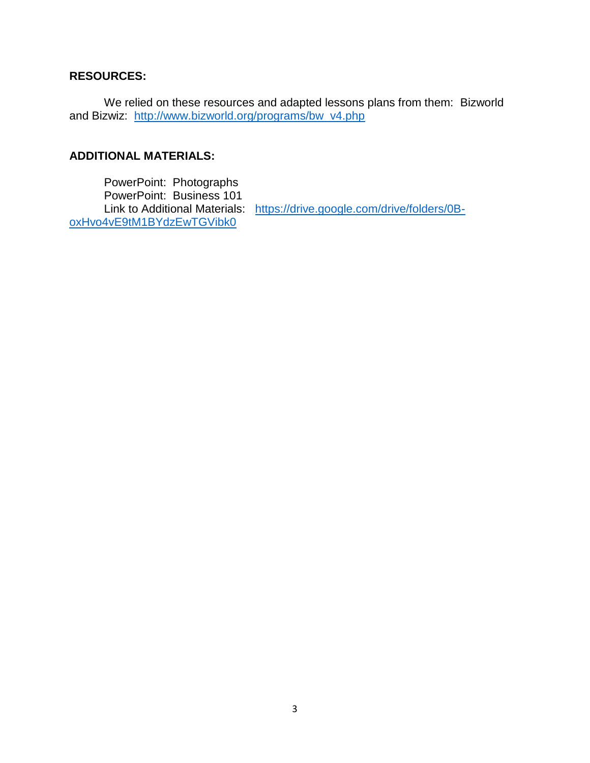**RESOURCES:**

We relied on these resources and adapted lessons plans from them: Bizworld and Bizwiz: http://www.bizworld.org/programs/bw_v4.php

**ADDITIONAL MATERIALS:**

PowerPoint: Photographs
PowerPoint: Business 101
Link to Additional Materials: https://drive.google.com/drive/folders/0B-oxHvo4vE9tM1BYdzEwTGVibk0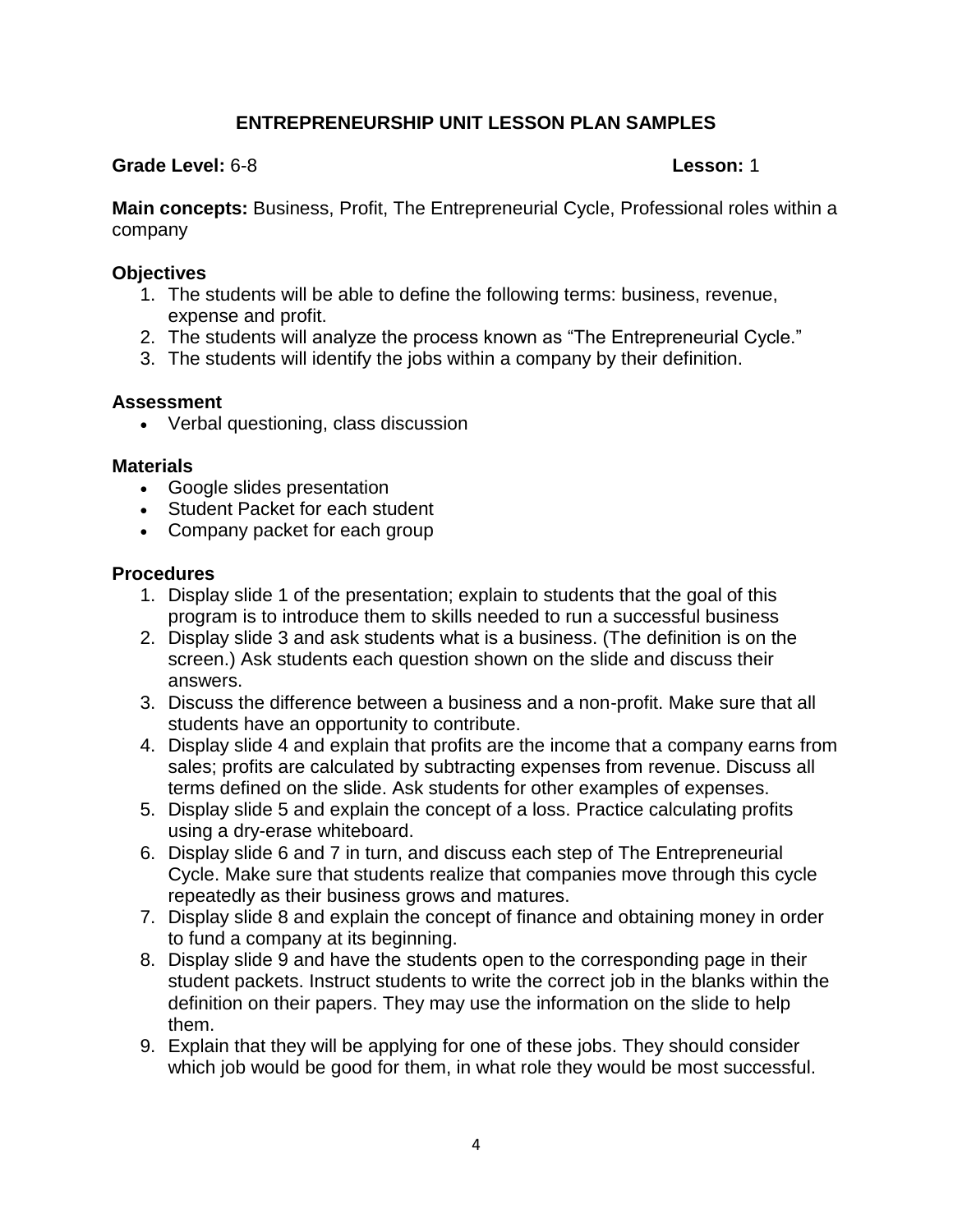# ENTREPRENEURSHIP UNIT LESSON PLAN SAMPLES

**Grade Level:** 6-8 **Lesson:** 1

**Main concepts:** Business, Profit, The Entrepreneurial Cycle, Professional roles within a company

### Objectives

1. The students will be able to define the following terms: business, revenue, expense and profit.
2. The students will analyze the process known as "The Entrepreneurial Cycle."
3. The students will identify the jobs within a company by their definition.

### Assessment

- Verbal questioning, class discussion

### Materials

- Google slides presentation
- Student Packet for each student
- Company packet for each group

### Procedures

1. Display slide 1 of the presentation; explain to students that the goal of this program is to introduce them to skills needed to run a successful business
2. Display slide 3 and ask students what is a business. (The definition is on the screen.) Ask students each question shown on the slide and discuss their answers.
3. Discuss the difference between a business and a non-profit. Make sure that all students have an opportunity to contribute.
4. Display slide 4 and explain that profits are the income that a company earns from sales; profits are calculated by subtracting expenses from revenue. Discuss all terms defined on the slide. Ask students for other examples of expenses.
5. Display slide 5 and explain the concept of a loss. Practice calculating profits using a dry-erase whiteboard.
6. Display slide 6 and 7 in turn, and discuss each step of The Entrepreneurial Cycle. Make sure that students realize that companies move through this cycle repeatedly as their business grows and matures.
7. Display slide 8 and explain the concept of finance and obtaining money in order to fund a company at its beginning.
8. Display slide 9 and have the students open to the corresponding page in their student packets. Instruct students to write the correct job in the blanks within the definition on their papers. They may use the information on the slide to help them.
9. Explain that they will be applying for one of these jobs. They should consider which job would be good for them, in what role they would be most successful.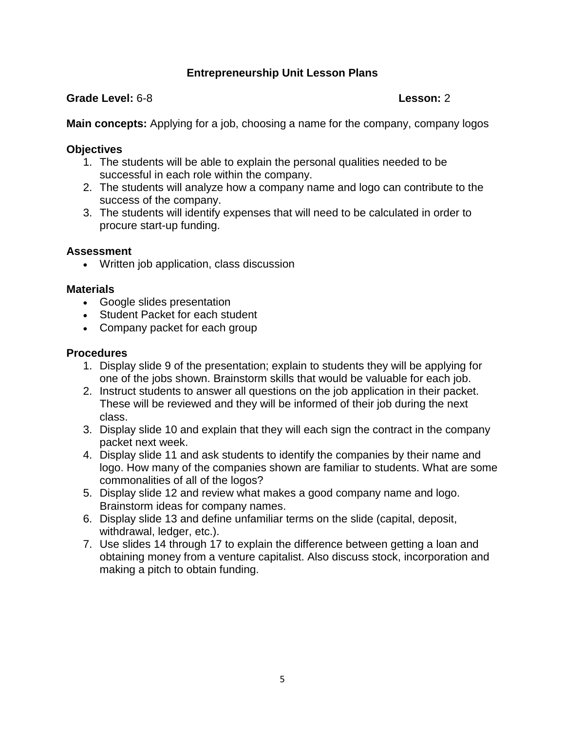# Entrepreneurship Unit Lesson Plans

**Grade Level:** 6-8 **Lesson:** 2

**Main concepts:** Applying for a job, choosing a name for the company, company logos

## Objectives

1. The students will be able to explain the personal qualities needed to be successful in each role within the company.
2. The students will analyze how a company name and logo can contribute to the success of the company.
3. The students will identify expenses that will need to be calculated in order to procure start-up funding.

## Assessment

- Written job application, class discussion

## Materials

- Google slides presentation
- Student Packet for each student
- Company packet for each group

## Procedures

1. Display slide 9 of the presentation; explain to students they will be applying for one of the jobs shown. Brainstorm skills that would be valuable for each job.
2. Instruct students to answer all questions on the job application in their packet. These will be reviewed and they will be informed of their job during the next class.
3. Display slide 10 and explain that they will each sign the contract in the company packet next week.
4. Display slide 11 and ask students to identify the companies by their name and logo. How many of the companies shown are familiar to students. What are some commonalities of all of the logos?
5. Display slide 12 and review what makes a good company name and logo. Brainstorm ideas for company names.
6. Display slide 13 and define unfamiliar terms on the slide (capital, deposit, withdrawal, ledger, etc.).
7. Use slides 14 through 17 to explain the difference between getting a loan and obtaining money from a venture capitalist. Also discuss stock, incorporation and making a pitch to obtain funding.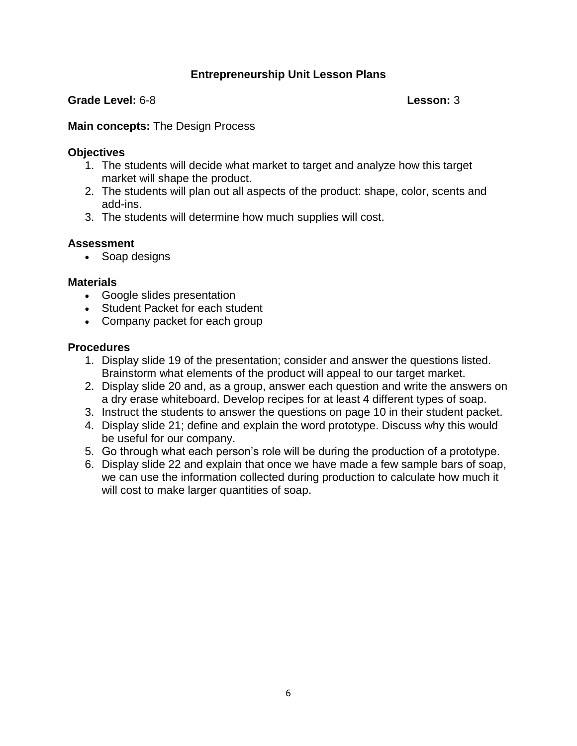# Entrepreneurship Unit Lesson Plans

**Grade Level:** 6-8 **Lesson:** 3

**Main concepts:** The Design Process

### Objectives

1. The students will decide what market to target and analyze how this target market will shape the product.
2. The students will plan out all aspects of the product: shape, color, scents and add-ins.
3. The students will determine how much supplies will cost.

### Assessment

- Soap designs

### Materials

- Google slides presentation
- Student Packet for each student
- Company packet for each group

### Procedures

1. Display slide 19 of the presentation; consider and answer the questions listed. Brainstorm what elements of the product will appeal to our target market.
2. Display slide 20 and, as a group, answer each question and write the answers on a dry erase whiteboard. Develop recipes for at least 4 different types of soap.
3. Instruct the students to answer the questions on page 10 in their student packet.
4. Display slide 21; define and explain the word prototype. Discuss why this would be useful for our company.
5. Go through what each person's role will be during the production of a prototype.
6. Display slide 22 and explain that once we have made a few sample bars of soap, we can use the information collected during production to calculate how much it will cost to make larger quantities of soap.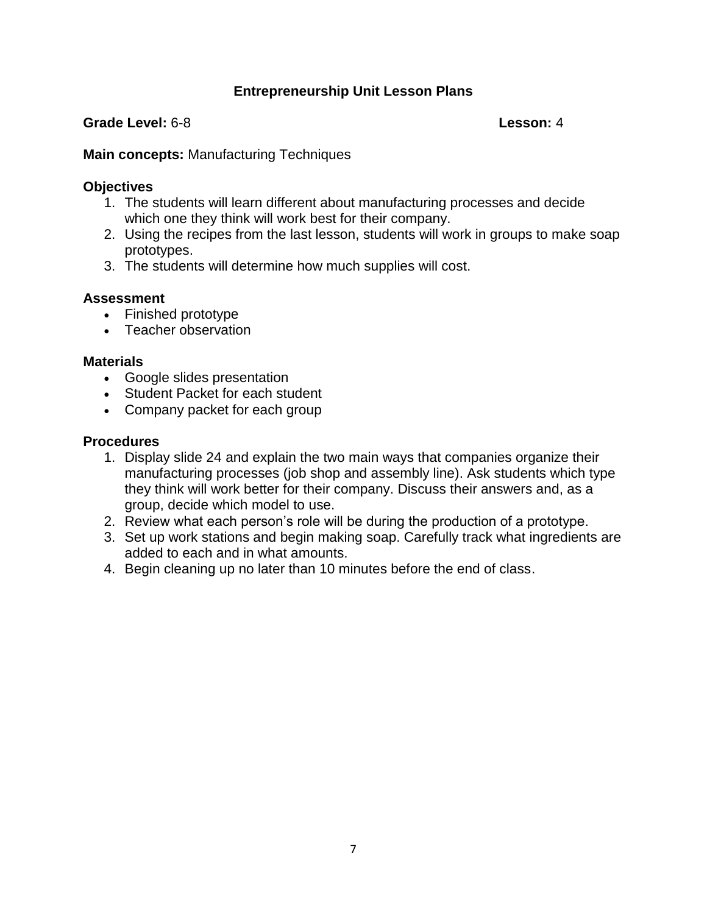## Entrepreneurship Unit Lesson Plans

**Grade Level:** 6-8 **Lesson:** 4

**Main concepts:** Manufacturing Techniques

### Objectives

1. The students will learn different about manufacturing processes and decide which one they think will work best for their company.
2. Using the recipes from the last lesson, students will work in groups to make soap prototypes.
3. The students will determine how much supplies will cost.

### Assessment

- Finished prototype
- Teacher observation

### Materials

- Google slides presentation
- Student Packet for each student
- Company packet for each group

### Procedures

1. Display slide 24 and explain the two main ways that companies organize their manufacturing processes (job shop and assembly line). Ask students which type they think will work better for their company. Discuss their answers and, as a group, decide which model to use.
2. Review what each person's role will be during the production of a prototype.
3. Set up work stations and begin making soap. Carefully track what ingredients are added to each and in what amounts.
4. Begin cleaning up no later than 10 minutes before the end of class.